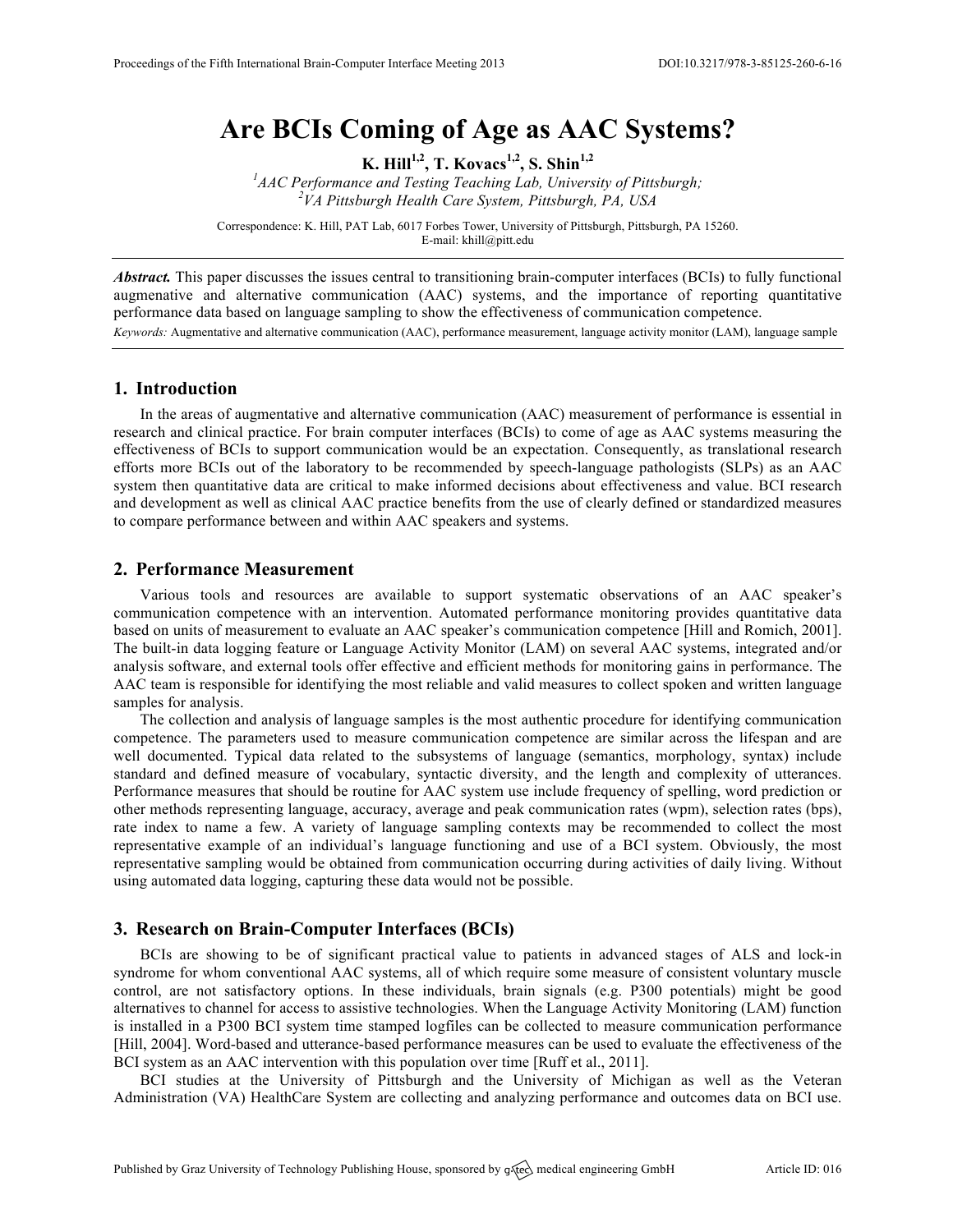# Are BCIs Coming of Age as AAC Systems?

**K. Hill[1,2], T. Kovacs[1,2], S. Shin[1,2]**

[1]*AAC Performance and Testing Teaching Lab, University of Pittsburgh;*
[2]*VA Pittsburgh Health Care System, Pittsburgh, PA, USA*

Correspondence: K. Hill, PAT Lab, 6017 Forbes Tower, University of Pittsburgh, Pittsburgh, PA 15260.
E-mail: khill@pitt.edu

***Abstract.*** This paper discusses the issues central to transitioning brain-computer interfaces (BCIs) to fully functional augmenative and alternative communication (AAC) systems, and the importance of reporting quantitative performance data based on language sampling to show the effectiveness of communication competence.

*Keywords:* Augmentative and alternative communication (AAC), performance measurement, language activity monitor (LAM), language sample

## 1. Introduction

In the areas of augmentative and alternative communication (AAC) measurement of performance is essential in research and clinical practice. For brain computer interfaces (BCIs) to come of age as AAC systems measuring the effectiveness of BCIs to support communication would be an expectation. Consequently, as translational research efforts more BCIs out of the laboratory to be recommended by speech-language pathologists (SLPs) as an AAC system then quantitative data are critical to make informed decisions about effectiveness and value. BCI research and development as well as clinical AAC practice benefits from the use of clearly defined or standardized measures to compare performance between and within AAC speakers and systems.

## 2. Performance Measurement

Various tools and resources are available to support systematic observations of an AAC speaker's communication competence with an intervention. Automated performance monitoring provides quantitative data based on units of measurement to evaluate an AAC speaker's communication competence [Hill and Romich, 2001]. The built-in data logging feature or Language Activity Monitor (LAM) on several AAC systems, integrated and/or analysis software, and external tools offer effective and efficient methods for monitoring gains in performance. The AAC team is responsible for identifying the most reliable and valid measures to collect spoken and written language samples for analysis.

The collection and analysis of language samples is the most authentic procedure for identifying communication competence. The parameters used to measure communication competence are similar across the lifespan and are well documented. Typical data related to the subsystems of language (semantics, morphology, syntax) include standard and defined measure of vocabulary, syntactic diversity, and the length and complexity of utterances. Performance measures that should be routine for AAC system use include frequency of spelling, word prediction or other methods representing language, accuracy, average and peak communication rates (wpm), selection rates (bps), rate index to name a few. A variety of language sampling contexts may be recommended to collect the most representative example of an individual's language functioning and use of a BCI system. Obviously, the most representative sampling would be obtained from communication occurring during activities of daily living. Without using automated data logging, capturing these data would not be possible.

## 3. Research on Brain-Computer Interfaces (BCIs)

BCIs are showing to be of significant practical value to patients in advanced stages of ALS and lock-in syndrome for whom conventional AAC systems, all of which require some measure of consistent voluntary muscle control, are not satisfactory options. In these individuals, brain signals (e.g. P300 potentials) might be good alternatives to channel for access to assistive technologies. When the Language Activity Monitoring (LAM) function is installed in a P300 BCI system time stamped logfiles can be collected to measure communication performance [Hill, 2004]. Word-based and utterance-based performance measures can be used to evaluate the effectiveness of the BCI system as an AAC intervention with this population over time [Ruff et al., 2011].

BCI studies at the University of Pittsburgh and the University of Michigan as well as the Veteran Administration (VA) HealthCare System are collecting and analyzing performance and outcomes data on BCI use.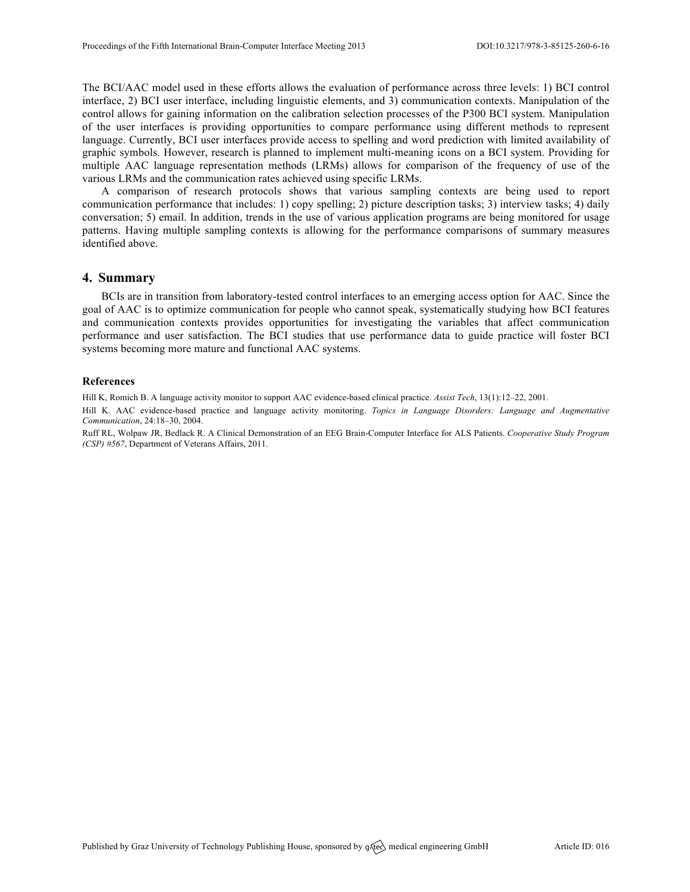The BCI/AAC model used in these efforts allows the evaluation of performance across three levels: 1) BCI control interface, 2) BCI user interface, including linguistic elements, and 3) communication contexts. Manipulation of the control allows for gaining information on the calibration selection processes of the P300 BCI system. Manipulation of the user interfaces is providing opportunities to compare performance using different methods to represent language. Currently, BCI user interfaces provide access to spelling and word prediction with limited availability of graphic symbols. However, research is planned to implement multi-meaning icons on a BCI system. Providing for multiple AAC language representation methods (LRMs) allows for comparison of the frequency of use of the various LRMs and the communication rates achieved using specific LRMs.

A comparison of research protocols shows that various sampling contexts are being used to report communication performance that includes: 1) copy spelling; 2) picture description tasks; 3) interview tasks; 4) daily conversation; 5) email. In addition, trends in the use of various application programs are being monitored for usage patterns. Having multiple sampling contexts is allowing for the performance comparisons of summary measures identified above.

## 4. Summary

BCIs are in transition from laboratory-tested control interfaces to an emerging access option for AAC. Since the goal of AAC is to optimize communication for people who cannot speak, systematically studying how BCI features and communication contexts provides opportunities for investigating the variables that affect communication performance and user satisfaction. The BCI studies that use performance data to guide practice will foster BCI systems becoming more mature and functional AAC systems.

### References

Hill K, Romich B. A language activity monitor to support AAC evidence-based clinical practice. *Assist Tech*, 13(1):12–22, 2001.

Hill K. AAC evidence-based practice and language activity monitoring. *Topics in Language Disorders: Language and Augmentative Communication*, 24:18–30, 2004.

Ruff RL, Wolpaw JR, Bedlack R. A Clinical Demonstration of an EEG Brain-Computer Interface for ALS Patients. *Cooperative Study Program (CSP) #567*, Department of Veterans Affairs, 2011.